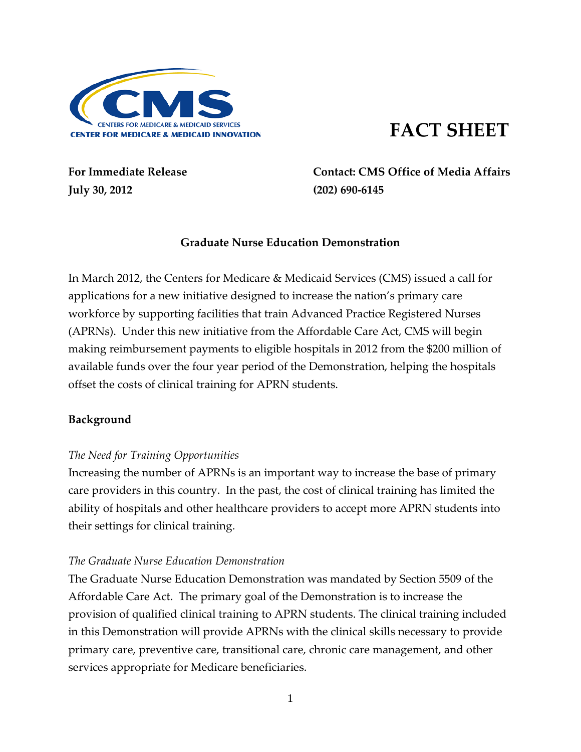CENTERS FOR MEDICARE & MEDICAID SERVICES
CENTER FOR MEDICARE & MEDICAID INNOVATION

# FACT SHEET

**For Immediate Release**
**July 30, 2012**

**Contact: CMS Office of Media Affairs**
**(202) 690-6145**

**Graduate Nurse Education Demonstration**

In March 2012, the Centers for Medicare & Medicaid Services (CMS) issued a call for applications for a new initiative designed to increase the nation's primary care workforce by supporting facilities that train Advanced Practice Registered Nurses (APRNs). Under this new initiative from the Affordable Care Act, CMS will begin making reimbursement payments to eligible hospitals in 2012 from the $200 million of available funds over the four year period of the Demonstration, helping the hospitals offset the costs of clinical training for APRN students.

## Background

*The Need for Training Opportunities*

Increasing the number of APRNs is an important way to increase the base of primary care providers in this country. In the past, the cost of clinical training has limited the ability of hospitals and other healthcare providers to accept more APRN students into their settings for clinical training.

*The Graduate Nurse Education Demonstration*

The Graduate Nurse Education Demonstration was mandated by Section 5509 of the Affordable Care Act. The primary goal of the Demonstration is to increase the provision of qualified clinical training to APRN students. The clinical training included in this Demonstration will provide APRNs with the clinical skills necessary to provide primary care, preventive care, transitional care, chronic care management, and other services appropriate for Medicare beneficiaries.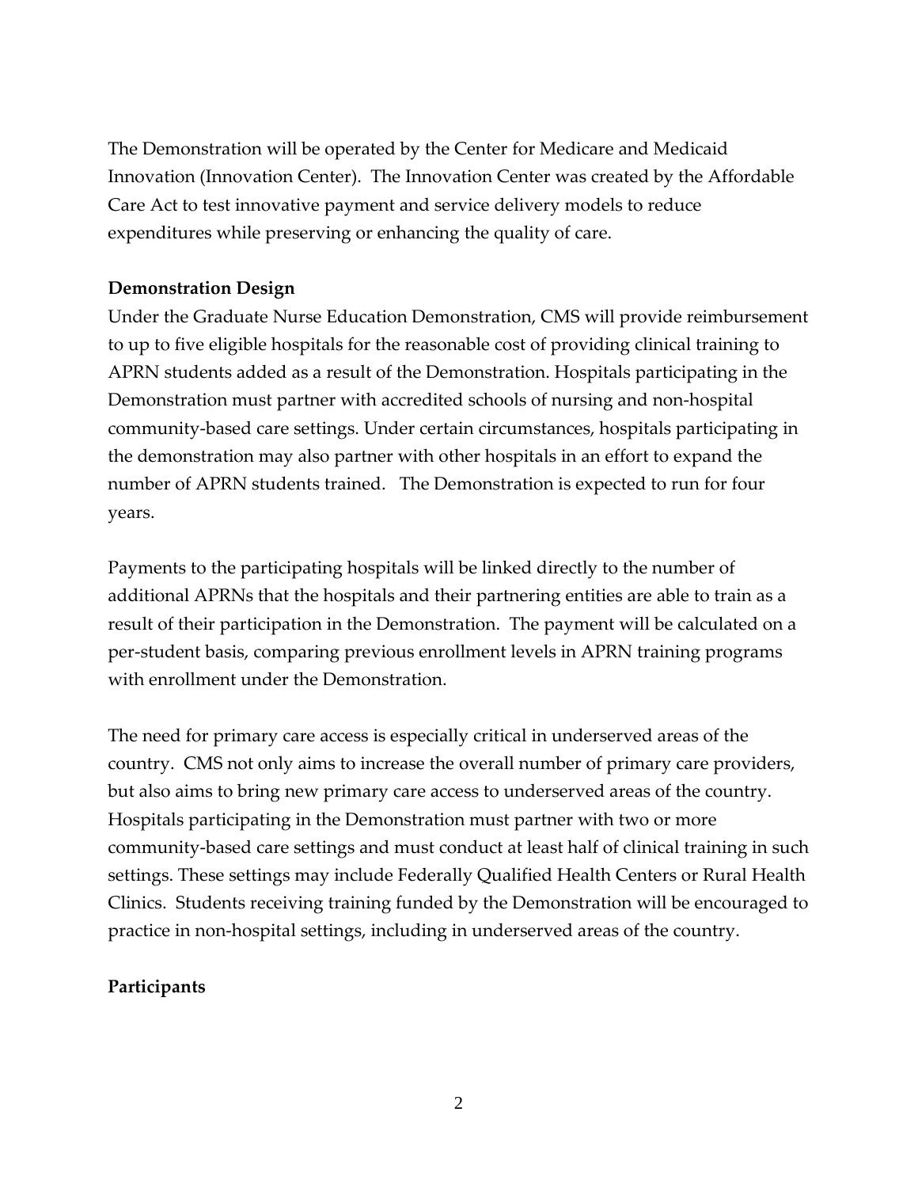The Demonstration will be operated by the Center for Medicare and Medicaid Innovation (Innovation Center). The Innovation Center was created by the Affordable Care Act to test innovative payment and service delivery models to reduce expenditures while preserving or enhancing the quality of care.

**Demonstration Design**

Under the Graduate Nurse Education Demonstration, CMS will provide reimbursement to up to five eligible hospitals for the reasonable cost of providing clinical training to APRN students added as a result of the Demonstration. Hospitals participating in the Demonstration must partner with accredited schools of nursing and non-hospital community-based care settings. Under certain circumstances, hospitals participating in the demonstration may also partner with other hospitals in an effort to expand the number of APRN students trained. The Demonstration is expected to run for four years.

Payments to the participating hospitals will be linked directly to the number of additional APRNs that the hospitals and their partnering entities are able to train as a result of their participation in the Demonstration. The payment will be calculated on a per-student basis, comparing previous enrollment levels in APRN training programs with enrollment under the Demonstration.

The need for primary care access is especially critical in underserved areas of the country. CMS not only aims to increase the overall number of primary care providers, but also aims to bring new primary care access to underserved areas of the country. Hospitals participating in the Demonstration must partner with two or more community-based care settings and must conduct at least half of clinical training in such settings. These settings may include Federally Qualified Health Centers or Rural Health Clinics. Students receiving training funded by the Demonstration will be encouraged to practice in non-hospital settings, including in underserved areas of the country.

**Participants**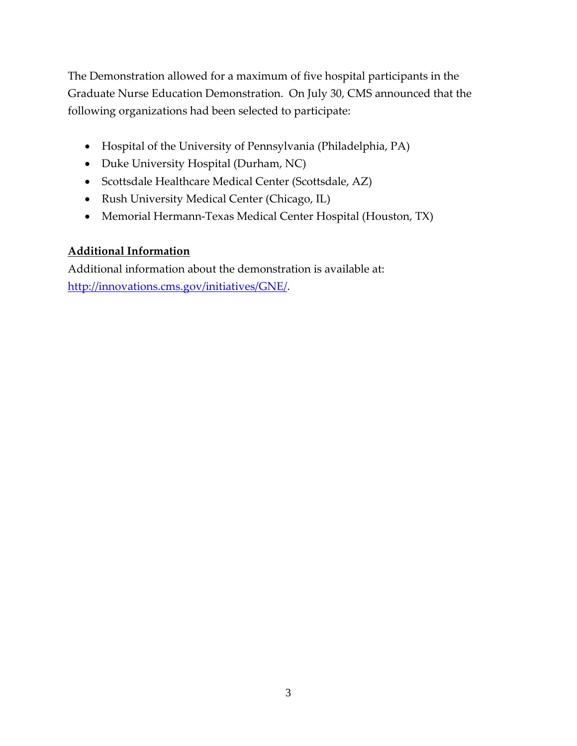The Demonstration allowed for a maximum of five hospital participants in the Graduate Nurse Education Demonstration. On July 30, CMS announced that the following organizations had been selected to participate:

- Hospital of the University of Pennsylvania (Philadelphia, PA)
- Duke University Hospital (Durham, NC)
- Scottsdale Healthcare Medical Center (Scottsdale, AZ)
- Rush University Medical Center (Chicago, IL)
- Memorial Hermann-Texas Medical Center Hospital (Houston, TX)

**Additional Information**

Additional information about the demonstration is available at: [http://innovations.cms.gov/initiatives/GNE/](http://innovations.cms.gov/initiatives/GNE/).